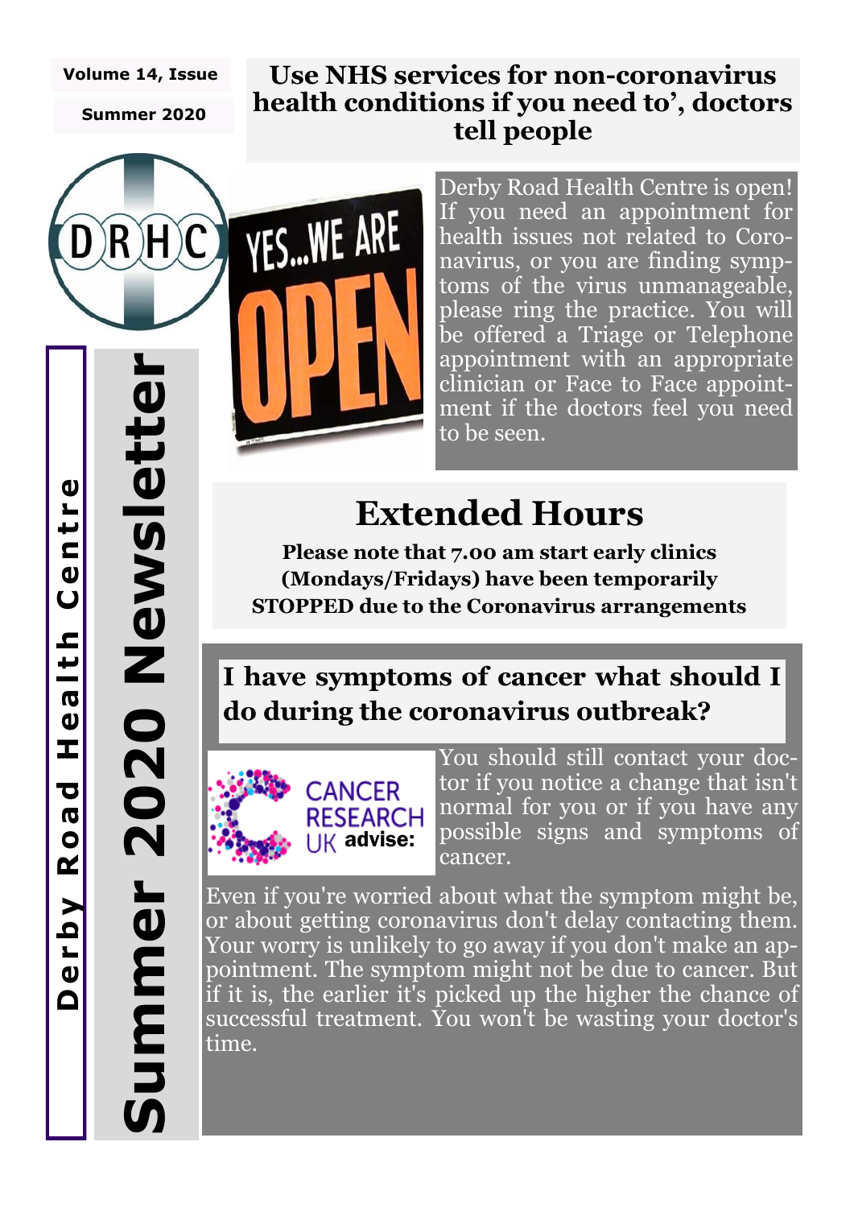Volume 14, Issue

Summer 2020

**Derby Road Health Centre**

**Summer 2020 Newsletter**

## Use NHS services for non-coronavirus health conditions if you need to', doctors tell people

Derby Road Health Centre is open! If you need an appointment for health issues not related to Coronavirus, or you are finding symptoms of the virus unmanageable, please ring the practice. You will be offered a Triage or Telephone appointment with an appropriate clinician or Face to Face appointment if the doctors feel you need to be seen.

# Extended Hours

**Please note that 7.00 am start early clinics (Mondays/Fridays) have been temporarily STOPPED due to the Coronavirus arrangements**

## I have symptoms of cancer what should I do during the coronavirus outbreak?

CANCER RESEARCH UK **advise:**

You should still contact your doctor if you notice a change that isn't normal for you or if you have any possible signs and symptoms of cancer.

Even if you're worried about what the symptom might be, or about getting coronavirus don't delay contacting them. Your worry is unlikely to go away if you don't make an appointment. The symptom might not be due to cancer. But if it is, the earlier it's picked up the higher the chance of successful treatment. You won't be wasting your doctor's time.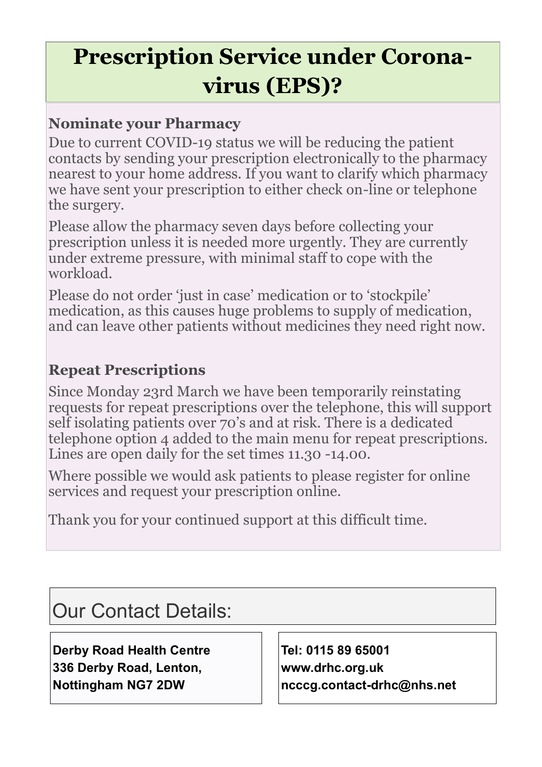# Prescription Service under Corona-virus (EPS)?

### Nominate your Pharmacy

Due to current COVID-19 status we will be reducing the patient contacts by sending your prescription electronically to the pharmacy nearest to your home address. If you want to clarify which pharmacy we have sent your prescription to either check on-line or telephone the surgery.

Please allow the pharmacy seven days before collecting your prescription unless it is needed more urgently. They are currently under extreme pressure, with minimal staff to cope with the workload.

Please do not order 'just in case' medication or to 'stockpile' medication, as this causes huge problems to supply of medication, and can leave other patients without medicines they need right now.

### Repeat Prescriptions

Since Monday 23rd March we have been temporarily reinstating requests for repeat prescriptions over the telephone, this will support self isolating patients over 70's and at risk. There is a dedicated telephone option 4 added to the main menu for repeat prescriptions. Lines are open daily for the set times 11.30 -14.00.

Where possible we would ask patients to please register for online services and request your prescription online.

Thank you for your continued support at this difficult time.

## Our Contact Details:

**Derby Road Health Centre**
**336 Derby Road, Lenton,**
**Nottingham NG7 2DW**

**Tel: 0115 89 65001**
**www.drhc.org.uk**
**ncccg.contact-drhc@nhs.net**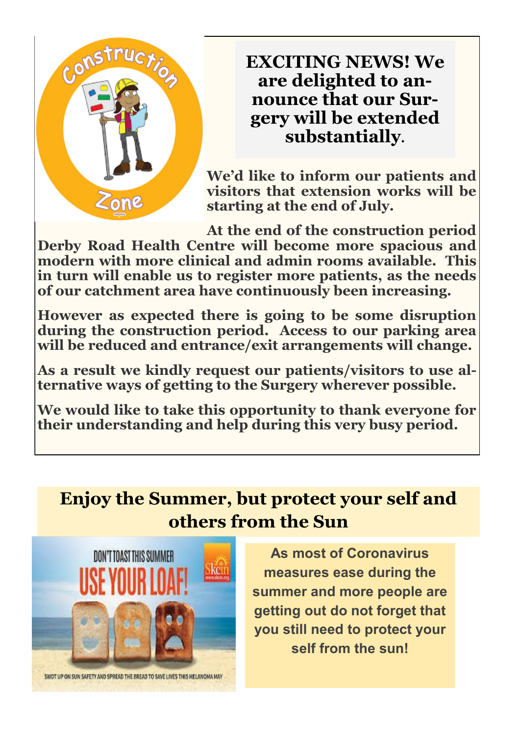**EXCITING NEWS! We are delighted to announce that our Surgery will be extended substantially.**

**We'd like to inform our patients and visitors that extension works will be starting at the end of July.**

**At the end of the construction period Derby Road Health Centre will become more spacious and modern with more clinical and admin rooms available. This in turn will enable us to register more patients, as the needs of our catchment area have continuously been increasing.**

**However as expected there is going to be some disruption during the construction period. Access to our parking area will be reduced and entrance/exit arrangements will change.**

**As a result we kindly request our patients/visitors to use alternative ways of getting to the Surgery wherever possible.**

**We would like to take this opportunity to thank everyone for their understanding and help during this very busy period.**

## Enjoy the Summer, but protect your self and others from the Sun

**As most of Coronavirus measures ease during the summer and more people are getting out do not forget that you still need to protect your self from the sun!**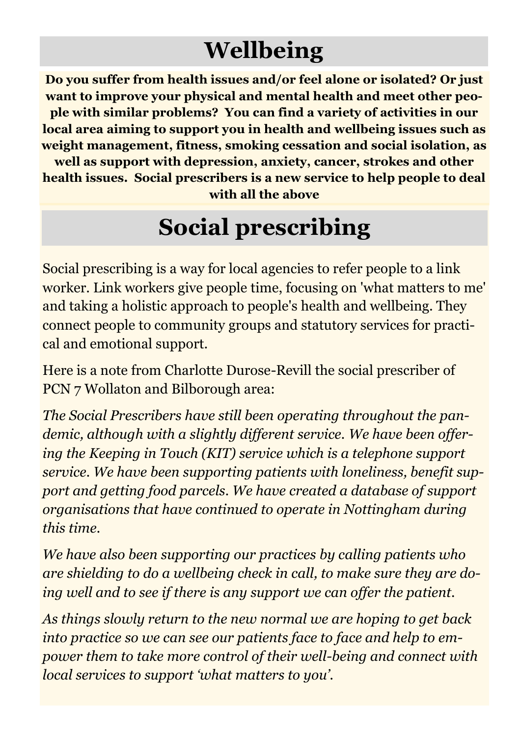# Wellbeing

**Do you suffer from health issues and/or feel alone or isolated? Or just want to improve your physical and mental health and meet other people with similar problems? You can find a variety of activities in our local area aiming to support you in health and wellbeing issues such as weight management, fitness, smoking cessation and social isolation, as well as support with depression, anxiety, cancer, strokes and other health issues. Social prescribers is a new service to help people to deal with all the above**

# Social prescribing

Social prescribing is a way for local agencies to refer people to a link worker. Link workers give people time, focusing on 'what matters to me' and taking a holistic approach to people's health and wellbeing. They connect people to community groups and statutory services for practical and emotional support.

Here is a note from Charlotte Durose-Revill the social prescriber of PCN 7 Wollaton and Bilborough area:

*The Social Prescribers have still been operating throughout the pandemic, although with a slightly different service. We have been offering the Keeping in Touch (KIT) service which is a telephone support service. We have been supporting patients with loneliness, benefit support and getting food parcels. We have created a database of support organisations that have continued to operate in Nottingham during this time.*

*We have also been supporting our practices by calling patients who are shielding to do a wellbeing check in call, to make sure they are doing well and to see if there is any support we can offer the patient.*

*As things slowly return to the new normal we are hoping to get back into practice so we can see our patients face to face and help to empower them to take more control of their well-being and connect with local services to support 'what matters to you'.*